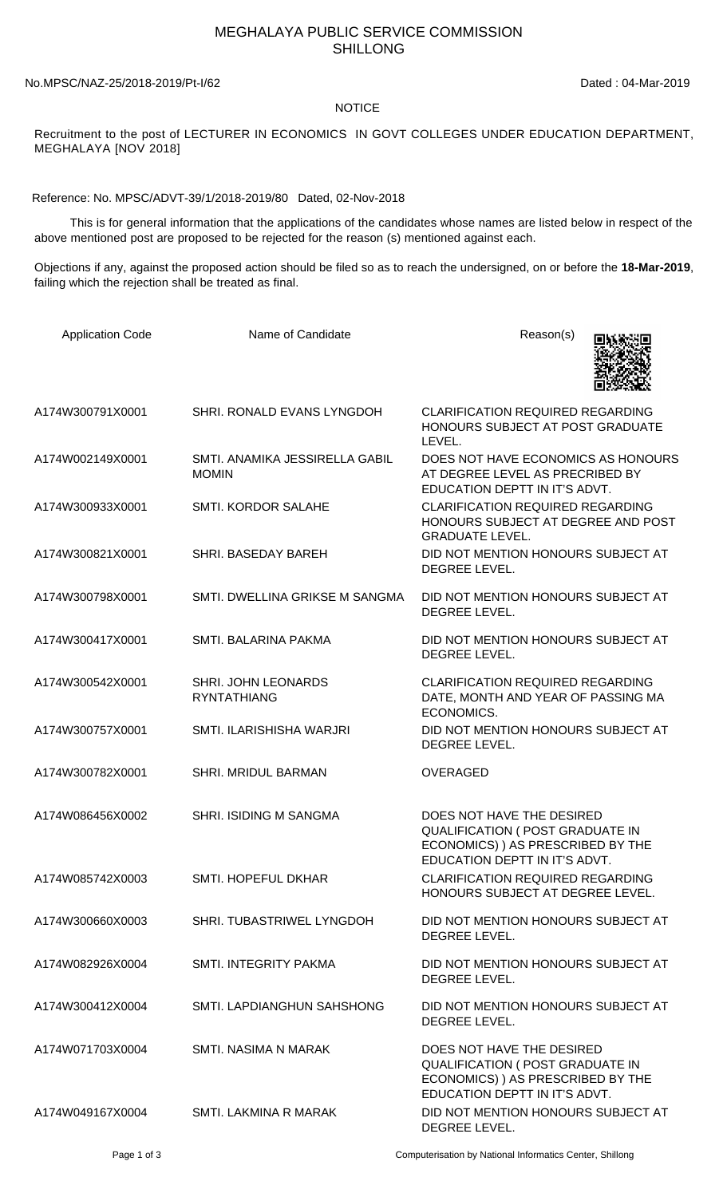# MEGHALAYA PUBLIC SERVICE COMMISSION
## SHILLONG

No.MPSC/NAZ-25/2018-2019/Pt-I/62 Dated : 04-Mar-2019

NOTICE

Recruitment to the post of LECTURER IN ECONOMICS IN GOVT COLLEGES UNDER EDUCATION DEPARTMENT, MEGHALAYA [NOV 2018]

Reference: No. MPSC/ADVT-39/1/2018-2019/80 Dated, 02-Nov-2018

This is for general information that the applications of the candidates whose names are listed below in respect of the above mentioned post are proposed to be rejected for the reason (s) mentioned against each.

Objections if any, against the proposed action should be filed so as to reach the undersigned, on or before the **18-Mar-2019**, failing which the rejection shall be treated as final.

| Application Code | Name of Candidate | Reason(s) |
|---|---|---|
| A174W300791X0001 | SHRI. RONALD EVANS LYNGDOH | CLARIFICATION REQUIRED REGARDING HONOURS SUBJECT AT POST GRADUATE LEVEL. |
| A174W002149X0001 | SMTI. ANAMIKA JESSIRELLA GABIL MOMIN | DOES NOT HAVE ECONOMICS AS HONOURS AT DEGREE LEVEL AS PRECRIBED BY EDUCATION DEPTT IN IT'S ADVT. |
| A174W300933X0001 | SMTI. KORDOR SALAHE | CLARIFICATION REQUIRED REGARDING HONOURS SUBJECT AT DEGREE AND POST GRADUATE LEVEL. |
| A174W300821X0001 | SHRI. BASEDAY BAREH | DID NOT MENTION HONOURS SUBJECT AT DEGREE LEVEL. |
| A174W300798X0001 | SMTI. DWELLINA GRIKSE M SANGMA | DID NOT MENTION HONOURS SUBJECT AT DEGREE LEVEL. |
| A174W300417X0001 | SMTI. BALARINA PAKMA | DID NOT MENTION HONOURS SUBJECT AT DEGREE LEVEL. |
| A174W300542X0001 | SHRI. JOHN LEONARDS RYNTATHIANG | CLARIFICATION REQUIRED REGARDING DATE, MONTH AND YEAR OF PASSING MA ECONOMICS. |
| A174W300757X0001 | SMTI. ILARISHISHA WARJRI | DID NOT MENTION HONOURS SUBJECT AT DEGREE LEVEL. |
| A174W300782X0001 | SHRI. MRIDUL BARMAN | OVERAGED |
| A174W086456X0002 | SHRI. ISIDING M SANGMA | DOES NOT HAVE THE DESIRED QUALIFICATION ( POST GRADUATE IN ECONOMICS) ) AS PRESCRIBED BY THE EDUCATION DEPTT IN IT'S ADVT. |
| A174W085742X0003 | SMTI. HOPEFUL DKHAR | CLARIFICATION REQUIRED REGARDING HONOURS SUBJECT AT DEGREE LEVEL. |
| A174W300660X0003 | SHRI. TUBASTRIWEL LYNGDOH | DID NOT MENTION HONOURS SUBJECT AT DEGREE LEVEL. |
| A174W082926X0004 | SMTI. INTEGRITY PAKMA | DID NOT MENTION HONOURS SUBJECT AT DEGREE LEVEL. |
| A174W300412X0004 | SMTI. LAPDIANGHUN SAHSHONG | DID NOT MENTION HONOURS SUBJECT AT DEGREE LEVEL. |
| A174W071703X0004 | SMTI. NASIMA N MARAK | DOES NOT HAVE THE DESIRED QUALIFICATION ( POST GRADUATE IN ECONOMICS) ) AS PRESCRIBED BY THE EDUCATION DEPTT IN IT'S ADVT. |
| A174W049167X0004 | SMTI. LAKMINA R MARAK | DID NOT MENTION HONOURS SUBJECT AT DEGREE LEVEL. |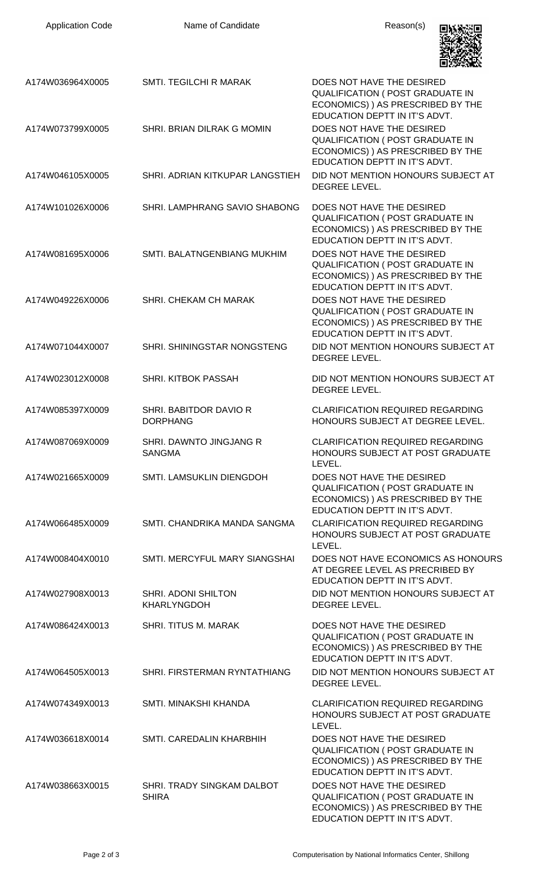| Application Code | Name of Candidate | Reason(s) |
| --- | --- | --- |
| A174W036964X0005 | SMTI. TEGILCHI R MARAK | DOES NOT HAVE THE DESIRED QUALIFICATION ( POST GRADUATE IN ECONOMICS) ) AS PRESCRIBED BY THE EDUCATION DEPTT IN IT'S ADVT. |
| A174W073799X0005 | SHRI. BRIAN DILRAK G MOMIN | DOES NOT HAVE THE DESIRED QUALIFICATION ( POST GRADUATE IN ECONOMICS) ) AS PRESCRIBED BY THE EDUCATION DEPTT IN IT'S ADVT. |
| A174W046105X0005 | SHRI. ADRIAN KITKUPAR LANGSTIEH | DID NOT MENTION HONOURS SUBJECT AT DEGREE LEVEL. |
| A174W101026X0006 | SHRI. LAMPHRANG SAVIO SHABONG | DOES NOT HAVE THE DESIRED QUALIFICATION ( POST GRADUATE IN ECONOMICS) ) AS PRESCRIBED BY THE EDUCATION DEPTT IN IT'S ADVT. |
| A174W081695X0006 | SMTI. BALATNGENBIANG MUKHIM | DOES NOT HAVE THE DESIRED QUALIFICATION ( POST GRADUATE IN ECONOMICS) ) AS PRESCRIBED BY THE EDUCATION DEPTT IN IT'S ADVT. |
| A174W049226X0006 | SHRI. CHEKAM CH MARAK | DOES NOT HAVE THE DESIRED QUALIFICATION ( POST GRADUATE IN ECONOMICS) ) AS PRESCRIBED BY THE EDUCATION DEPTT IN IT'S ADVT. |
| A174W071044X0007 | SHRI. SHININGSTAR NONGSTENG | DID NOT MENTION HONOURS SUBJECT AT DEGREE LEVEL. |
| A174W023012X0008 | SHRI. KITBOK PASSAH | DID NOT MENTION HONOURS SUBJECT AT DEGREE LEVEL. |
| A174W085397X0009 | SHRI. BABITDOR DAVIO R DORPHANG | CLARIFICATION REQUIRED REGARDING HONOURS SUBJECT AT DEGREE LEVEL. |
| A174W087069X0009 | SHRI. DAWNTO JINGJANG R SANGMA | CLARIFICATION REQUIRED REGARDING HONOURS SUBJECT AT POST GRADUATE LEVEL. |
| A174W021665X0009 | SMTI. LAMSUKLIN DIENGDOH | DOES NOT HAVE THE DESIRED QUALIFICATION ( POST GRADUATE IN ECONOMICS) ) AS PRESCRIBED BY THE EDUCATION DEPTT IN IT'S ADVT. |
| A174W066485X0009 | SMTI. CHANDRIKA MANDA SANGMA | CLARIFICATION REQUIRED REGARDING HONOURS SUBJECT AT POST GRADUATE LEVEL. |
| A174W008404X0010 | SMTI. MERCYFUL MARY SIANGSHAI | DOES NOT HAVE ECONOMICS AS HONOURS AT DEGREE LEVEL AS PRECRIBED BY EDUCATION DEPTT IN IT'S ADVT. |
| A174W027908X0013 | SHRI. ADONI SHILTON KHARLYNGDOH | DID NOT MENTION HONOURS SUBJECT AT DEGREE LEVEL. |
| A174W086424X0013 | SHRI. TITUS M. MARAK | DOES NOT HAVE THE DESIRED QUALIFICATION ( POST GRADUATE IN ECONOMICS) ) AS PRESCRIBED BY THE EDUCATION DEPTT IN IT'S ADVT. |
| A174W064505X0013 | SHRI. FIRSTERMAN RYNTATHIANG | DID NOT MENTION HONOURS SUBJECT AT DEGREE LEVEL. |
| A174W074349X0013 | SMTI. MINAKSHI KHANDA | CLARIFICATION REQUIRED REGARDING HONOURS SUBJECT AT POST GRADUATE LEVEL. |
| A174W036618X0014 | SMTI. CAREDALIN KHARBHIH | DOES NOT HAVE THE DESIRED QUALIFICATION ( POST GRADUATE IN ECONOMICS) ) AS PRESCRIBED BY THE EDUCATION DEPTT IN IT'S ADVT. |
| A174W038663X0015 | SHRI. TRADY SINGKAM DALBOT SHIRA | DOES NOT HAVE THE DESIRED QUALIFICATION ( POST GRADUATE IN ECONOMICS) ) AS PRESCRIBED BY THE EDUCATION DEPTT IN IT'S ADVT. |

Computerisation by National Informatics Center, Shillong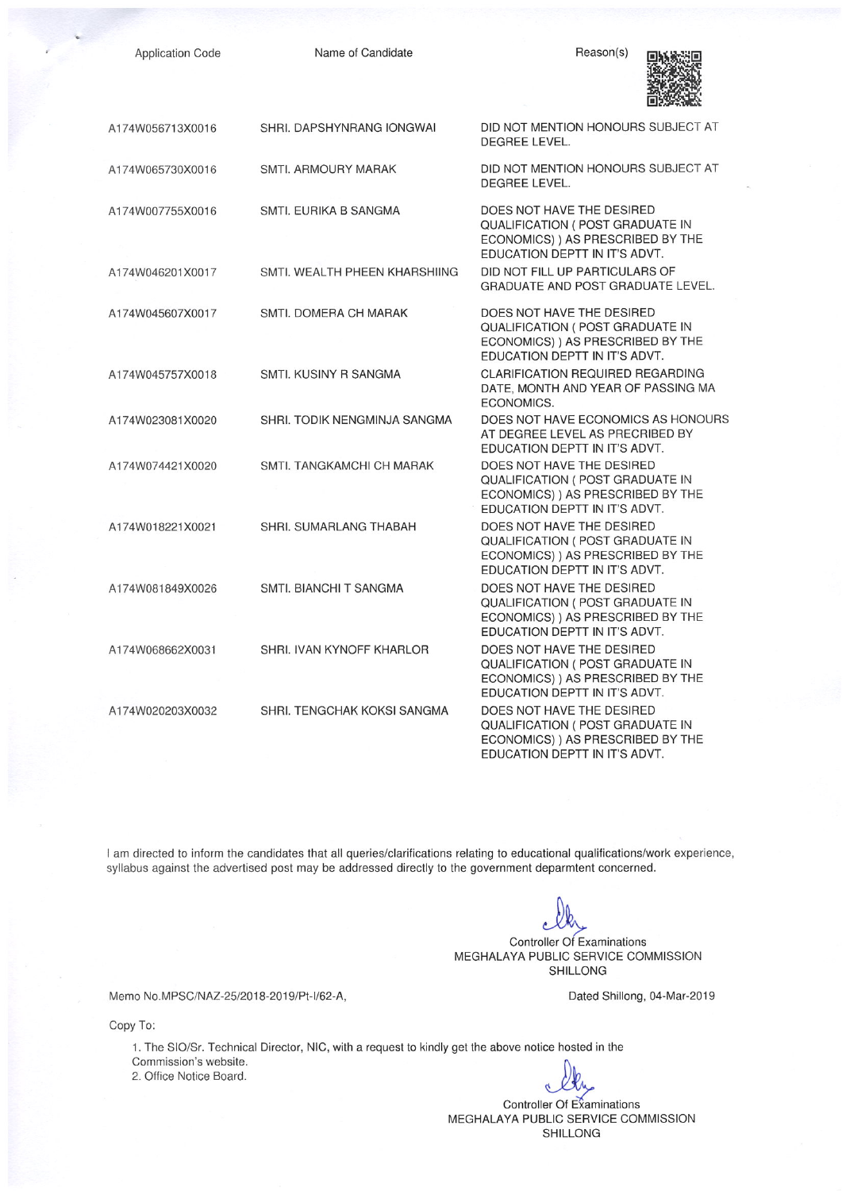| Application Code | Name of Candidate | Reason(s) |
| --- | --- | --- |
| A174W056713X0016 | SHRI. DAPSHYNRANG IONGWAI | DID NOT MENTION HONOURS SUBJECT AT DEGREE LEVEL. |
| A174W065730X0016 | SMTI. ARMOURY MARAK | DID NOT MENTION HONOURS SUBJECT AT DEGREE LEVEL. |
| A174W007755X0016 | SMTI. EURIKA B SANGMA | DOES NOT HAVE THE DESIRED QUALIFICATION ( POST GRADUATE IN ECONOMICS) ) AS PRESCRIBED BY THE EDUCATION DEPTT IN IT'S ADVT. |
| A174W046201X0017 | SMTI. WEALTH PHEEN KHARSHIING | DID NOT FILL UP PARTICULARS OF GRADUATE AND POST GRADUATE LEVEL. |
| A174W045607X0017 | SMTI. DOMERA CH MARAK | DOES NOT HAVE THE DESIRED QUALIFICATION ( POST GRADUATE IN ECONOMICS) ) AS PRESCRIBED BY THE EDUCATION DEPTT IN IT'S ADVT. |
| A174W045757X0018 | SMTI. KUSINY R SANGMA | CLARIFICATION REQUIRED REGARDING DATE, MONTH AND YEAR OF PASSING MA ECONOMICS. |
| A174W023081X0020 | SHRI. TODIK NENGMINJA SANGMA | DOES NOT HAVE ECONOMICS AS HONOURS AT DEGREE LEVEL AS PRECRIBED BY EDUCATION DEPTT IN IT'S ADVT. |
| A174W074421X0020 | SMTI. TANGKAMCHI CH MARAK | DOES NOT HAVE THE DESIRED QUALIFICATION ( POST GRADUATE IN ECONOMICS) ) AS PRESCRIBED BY THE EDUCATION DEPTT IN IT'S ADVT. |
| A174W018221X0021 | SHRI. SUMARLANG THABAH | DOES NOT HAVE THE DESIRED QUALIFICATION ( POST GRADUATE IN ECONOMICS) ) AS PRESCRIBED BY THE EDUCATION DEPTT IN IT'S ADVT. |
| A174W081849X0026 | SMTI. BIANCHI T SANGMA | DOES NOT HAVE THE DESIRED QUALIFICATION ( POST GRADUATE IN ECONOMICS) ) AS PRESCRIBED BY THE EDUCATION DEPTT IN IT'S ADVT. |
| A174W068662X0031 | SHRI. IVAN KYNOFF KHARLOR | DOES NOT HAVE THE DESIRED QUALIFICATION ( POST GRADUATE IN ECONOMICS) ) AS PRESCRIBED BY THE EDUCATION DEPTT IN IT'S ADVT. |
| A174W020203X0032 | SHRI. TENGCHAK KOKSI SANGMA | DOES NOT HAVE THE DESIRED QUALIFICATION ( POST GRADUATE IN ECONOMICS) ) AS PRESCRIBED BY THE EDUCATION DEPTT IN IT'S ADVT. |

I am directed to inform the candidates that all queries/clarifications relating to educational qualifications/work experience, syllabus against the advertised post may be addressed directly to the government deparmtent concerned.

Controller Of Examinations
MEGHALAYA PUBLIC SERVICE COMMISSION
SHILLONG

Memo No.MPSC/NAZ-25/2018-2019/Pt-I/62-A, Dated Shillong, 04-Mar-2019

Copy To:

1. The SIO/Sr. Technical Director, NIC, with a request to kindly get the above notice hosted in the Commission's website.
2. Office Notice Board.

Controller Of Examinations
MEGHALAYA PUBLIC SERVICE COMMISSION
SHILLONG